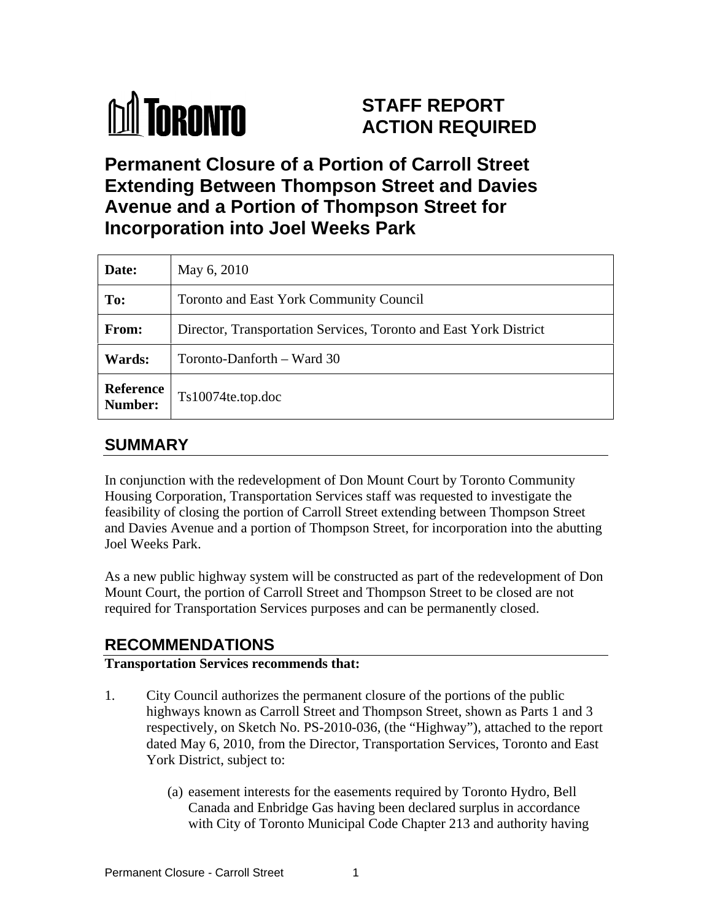TORONTO

# STAFF REPORT ACTION REQUIRED

# Permanent Closure of a Portion of Carroll Street Extending Between Thompson Street and Davies Avenue and a Portion of Thompson Street for Incorporation into Joel Weeks Park

| | |
|---|---|
| **Date:** | May 6, 2010 |
| **To:** | Toronto and East York Community Council |
| **From:** | Director, Transportation Services, Toronto and East York District |
| **Wards:** | Toronto-Danforth – Ward 30 |
| **Reference Number:** | Ts10074te.top.doc |

## SUMMARY

In conjunction with the redevelopment of Don Mount Court by Toronto Community Housing Corporation, Transportation Services staff was requested to investigate the feasibility of closing the portion of Carroll Street extending between Thompson Street and Davies Avenue and a portion of Thompson Street, for incorporation into the abutting Joel Weeks Park.

As a new public highway system will be constructed as part of the redevelopment of Don Mount Court, the portion of Carroll Street and Thompson Street to be closed are not required for Transportation Services purposes and can be permanently closed.

## RECOMMENDATIONS

**Transportation Services recommends that:**

1. City Council authorizes the permanent closure of the portions of the public highways known as Carroll Street and Thompson Street, shown as Parts 1 and 3 respectively, on Sketch No. PS-2010-036, (the "Highway"), attached to the report dated May 6, 2010, from the Director, Transportation Services, Toronto and East York District, subject to:

   (a) easement interests for the easements required by Toronto Hydro, Bell Canada and Enbridge Gas having been declared surplus in accordance with City of Toronto Municipal Code Chapter 213 and authority having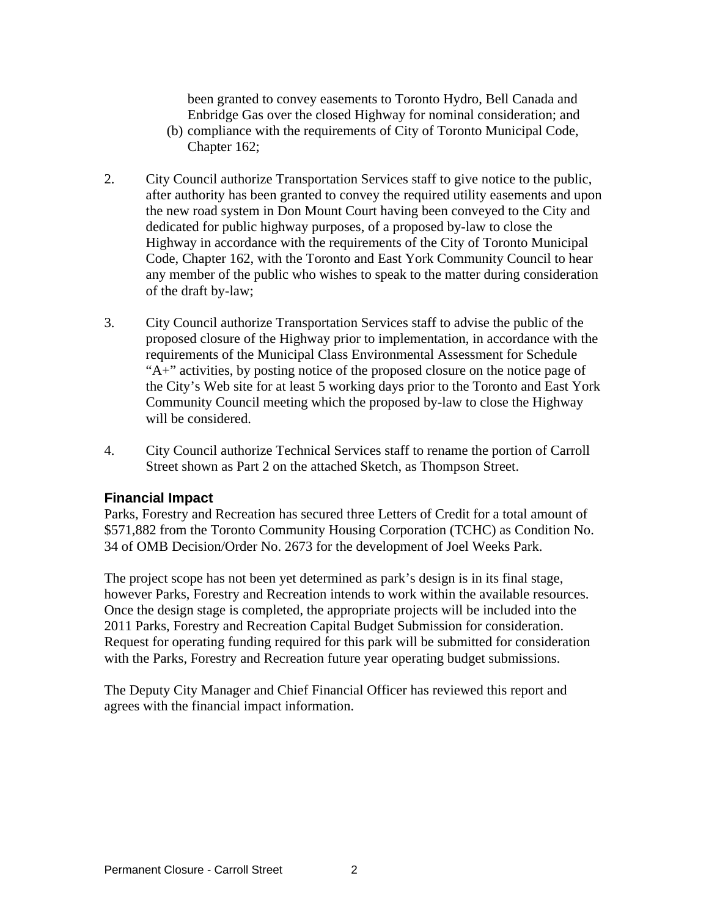been granted to convey easements to Toronto Hydro, Bell Canada and Enbridge Gas over the closed Highway for nominal consideration; and

(b) compliance with the requirements of City of Toronto Municipal Code, Chapter 162;

2. City Council authorize Transportation Services staff to give notice to the public, after authority has been granted to convey the required utility easements and upon the new road system in Don Mount Court having been conveyed to the City and dedicated for public highway purposes, of a proposed by-law to close the Highway in accordance with the requirements of the City of Toronto Municipal Code, Chapter 162, with the Toronto and East York Community Council to hear any member of the public who wishes to speak to the matter during consideration of the draft by-law;

3. City Council authorize Transportation Services staff to advise the public of the proposed closure of the Highway prior to implementation, in accordance with the requirements of the Municipal Class Environmental Assessment for Schedule "A+" activities, by posting notice of the proposed closure on the notice page of the City's Web site for at least 5 working days prior to the Toronto and East York Community Council meeting which the proposed by-law to close the Highway will be considered.

4. City Council authorize Technical Services staff to rename the portion of Carroll Street shown as Part 2 on the attached Sketch, as Thompson Street.

### Financial Impact

Parks, Forestry and Recreation has secured three Letters of Credit for a total amount of $571,882 from the Toronto Community Housing Corporation (TCHC) as Condition No. 34 of OMB Decision/Order No. 2673 for the development of Joel Weeks Park.

The project scope has not been yet determined as park's design is in its final stage, however Parks, Forestry and Recreation intends to work within the available resources. Once the design stage is completed, the appropriate projects will be included into the 2011 Parks, Forestry and Recreation Capital Budget Submission for consideration. Request for operating funding required for this park will be submitted for consideration with the Parks, Forestry and Recreation future year operating budget submissions.

The Deputy City Manager and Chief Financial Officer has reviewed this report and agrees with the financial impact information.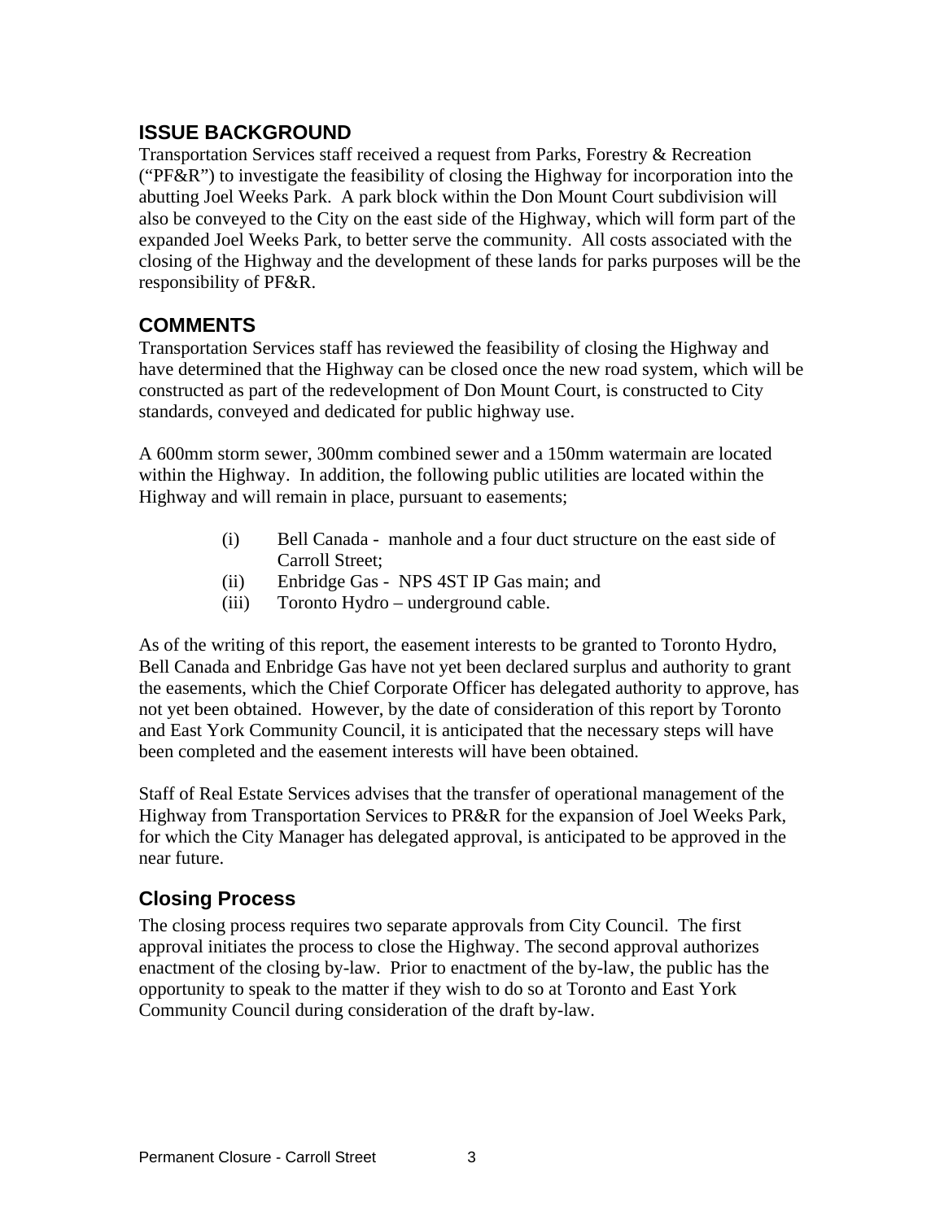## ISSUE BACKGROUND

Transportation Services staff received a request from Parks, Forestry & Recreation ("PF&R") to investigate the feasibility of closing the Highway for incorporation into the abutting Joel Weeks Park. A park block within the Don Mount Court subdivision will also be conveyed to the City on the east side of the Highway, which will form part of the expanded Joel Weeks Park, to better serve the community. All costs associated with the closing of the Highway and the development of these lands for parks purposes will be the responsibility of PF&R.

## COMMENTS

Transportation Services staff has reviewed the feasibility of closing the Highway and have determined that the Highway can be closed once the new road system, which will be constructed as part of the redevelopment of Don Mount Court, is constructed to City standards, conveyed and dedicated for public highway use.

A 600mm storm sewer, 300mm combined sewer and a 150mm watermain are located within the Highway. In addition, the following public utilities are located within the Highway and will remain in place, pursuant to easements;

(i) Bell Canada - manhole and a four duct structure on the east side of Carroll Street;
(ii) Enbridge Gas - NPS 4ST IP Gas main; and
(iii) Toronto Hydro – underground cable.

As of the writing of this report, the easement interests to be granted to Toronto Hydro, Bell Canada and Enbridge Gas have not yet been declared surplus and authority to grant the easements, which the Chief Corporate Officer has delegated authority to approve, has not yet been obtained. However, by the date of consideration of this report by Toronto and East York Community Council, it is anticipated that the necessary steps will have been completed and the easement interests will have been obtained.

Staff of Real Estate Services advises that the transfer of operational management of the Highway from Transportation Services to PR&R for the expansion of Joel Weeks Park, for which the City Manager has delegated approval, is anticipated to be approved in the near future.

### Closing Process

The closing process requires two separate approvals from City Council. The first approval initiates the process to close the Highway. The second approval authorizes enactment of the closing by-law. Prior to enactment of the by-law, the public has the opportunity to speak to the matter if they wish to do so at Toronto and East York Community Council during consideration of the draft by-law.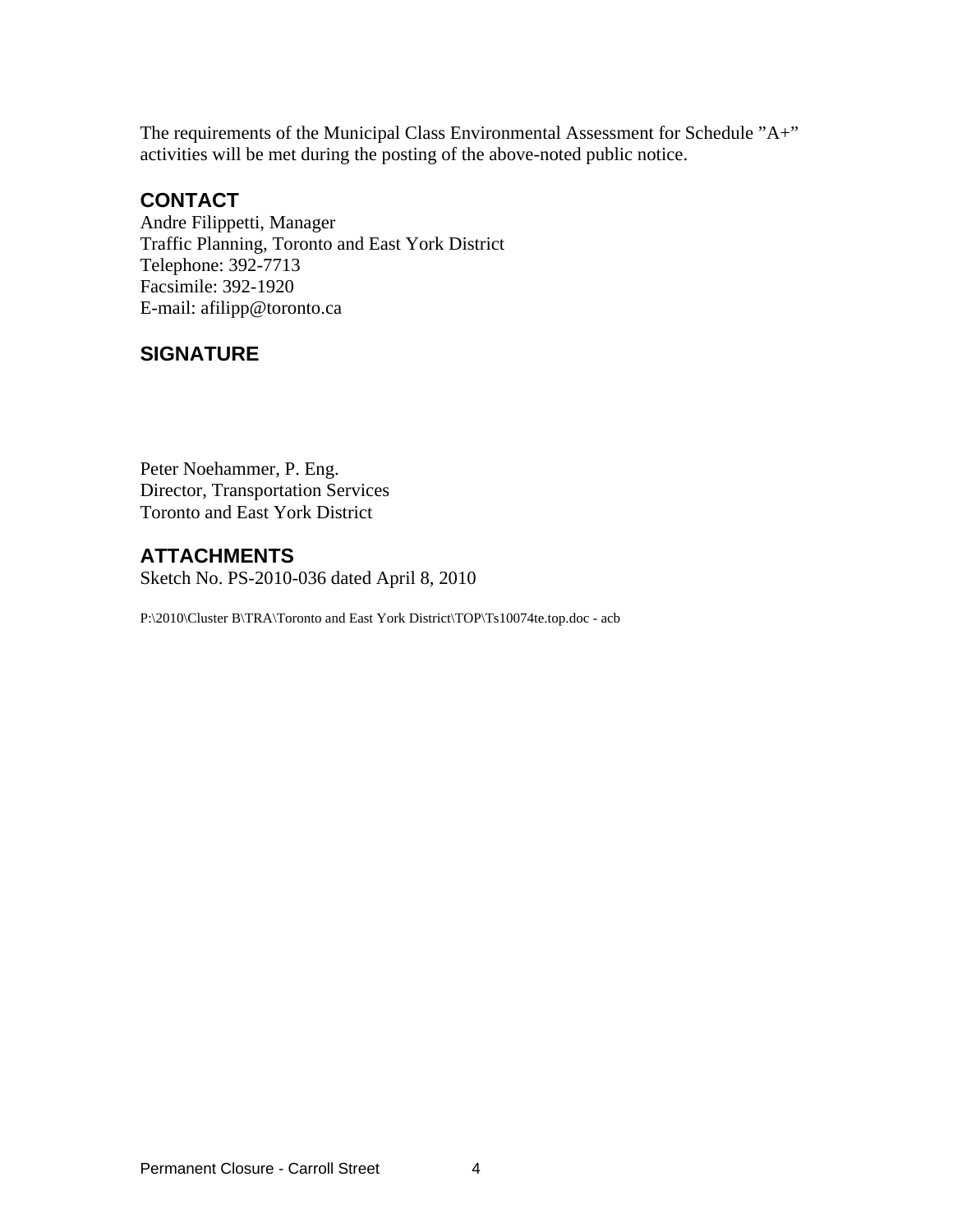The requirements of the Municipal Class Environmental Assessment for Schedule "A+" activities will be met during the posting of the above-noted public notice.

## CONTACT

Andre Filippetti, Manager
Traffic Planning, Toronto and East York District
Telephone: 392-7713
Facsimile: 392-1920
E-mail: afilipp@toronto.ca

## SIGNATURE

Peter Noehammer, P. Eng.
Director, Transportation Services
Toronto and East York District

## ATTACHMENTS

Sketch No. PS-2010-036 dated April 8, 2010

P:\2010\Cluster B\TRA\Toronto and East York District\TOP\Ts10074te.top.doc - acb